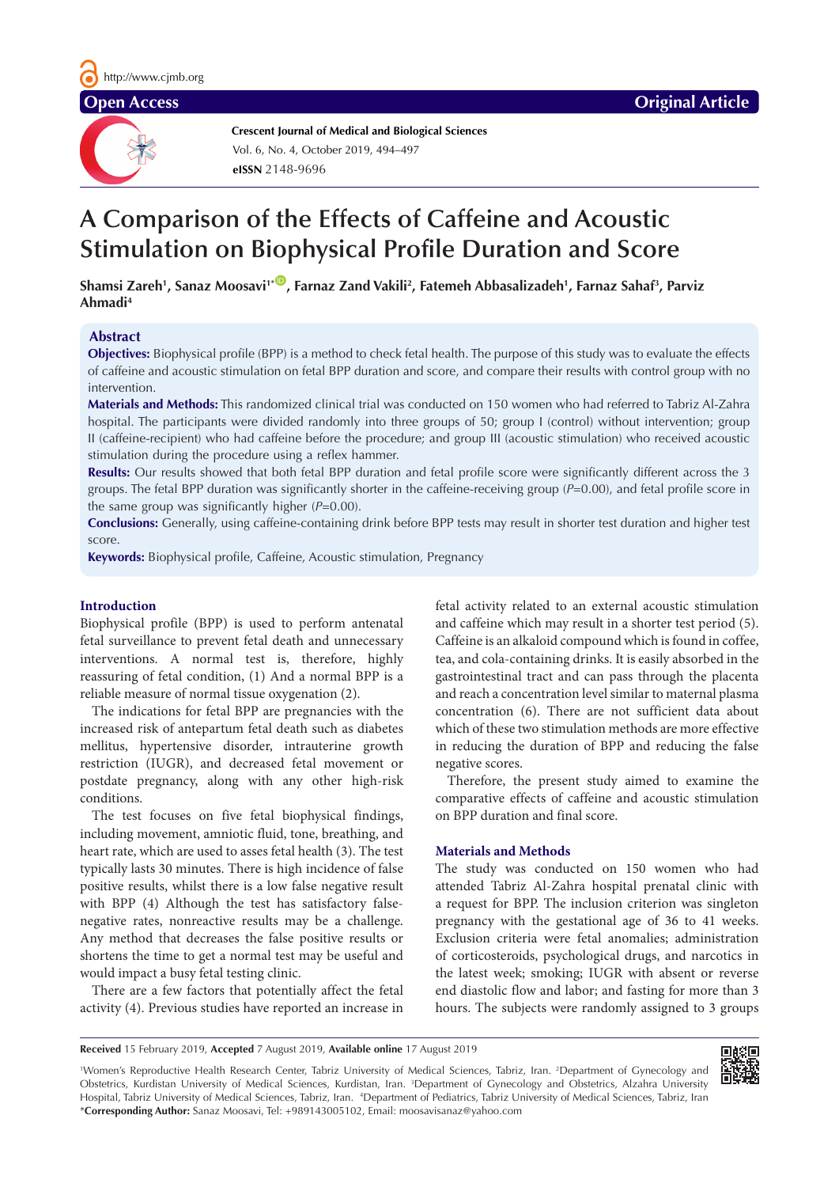Open Access | Original Article

# A Comparison of the Effects of Caffeine and Acoustic Stimulation on Biophysical Profile Duration and Score

**Shamsi Zareh[1], Sanaz Moosavi[1*], Farnaz Zand Vakili[2], Fatemeh Abbasalizadeh[1], Farnaz Sahaf[3], Parviz Ahmadi[4]**

## Abstract

**Objectives:** Biophysical profile (BPP) is a method to check fetal health. The purpose of this study was to evaluate the effects of caffeine and acoustic stimulation on fetal BPP duration and score, and compare their results with control group with no intervention.

**Materials and Methods:** This randomized clinical trial was conducted on 150 women who had referred to Tabriz Al-Zahra hospital. The participants were divided randomly into three groups of 50; group I (control) without intervention; group II (caffeine-recipient) who had caffeine before the procedure; and group III (acoustic stimulation) who received acoustic stimulation during the procedure using a reflex hammer.

**Results:** Our results showed that both fetal BPP duration and fetal profile score were significantly different across the 3 groups. The fetal BPP duration was significantly shorter in the caffeine-receiving group ($P$=0.00), and fetal profile score in the same group was significantly higher ($P$=0.00).

**Conclusions:** Generally, using caffeine-containing drink before BPP tests may result in shorter test duration and higher test score.

**Keywords:** Biophysical profile, Caffeine, Acoustic stimulation, Pregnancy

## Introduction

Biophysical profile (BPP) is used to perform antenatal fetal surveillance to prevent fetal death and unnecessary interventions. A normal test is, therefore, highly reassuring of fetal condition, (1) And a normal BPP is a reliable measure of normal tissue oxygenation (2).

The indications for fetal BPP are pregnancies with the increased risk of antepartum fetal death such as diabetes mellitus, hypertensive disorder, intrauterine growth restriction (IUGR), and decreased fetal movement or postdate pregnancy, along with any other high-risk conditions.

The test focuses on five fetal biophysical findings, including movement, amniotic fluid, tone, breathing, and heart rate, which are used to asses fetal health (3). The test typically lasts 30 minutes. There is high incidence of false positive results, whilst there is a low false negative result with BPP (4) Although the test has satisfactory false-negative rates, nonreactive results may be a challenge. Any method that decreases the false positive results or shortens the time to get a normal test may be useful and would impact a busy fetal testing clinic.

There are a few factors that potentially affect the fetal activity (4). Previous studies have reported an increase in fetal activity related to an external acoustic stimulation and caffeine which may result in a shorter test period (5). Caffeine is an alkaloid compound which is found in coffee, tea, and cola-containing drinks. It is easily absorbed in the gastrointestinal tract and can pass through the placenta and reach a concentration level similar to maternal plasma concentration (6). There are not sufficient data about which of these two stimulation methods are more effective in reducing the duration of BPP and reducing the false negative scores.

Therefore, the present study aimed to examine the comparative effects of caffeine and acoustic stimulation on BPP duration and final score.

## Materials and Methods

The study was conducted on 150 women who had attended Tabriz Al-Zahra hospital prenatal clinic with a request for BPP. The inclusion criterion was singleton pregnancy with the gestational age of 36 to 41 weeks. Exclusion criteria were fetal anomalies; administration of corticosteroids, psychological drugs, and narcotics in the latest week; smoking; IUGR with absent or reverse end diastolic flow and labor; and fasting for more than 3 hours. The subjects were randomly assigned to 3 groups

**Received** 15 February 2019, **Accepted** 7 August 2019, **Available online** 17 August 2019

[1]Women's Reproductive Health Research Center, Tabriz University of Medical Sciences, Tabriz, Iran. [2]Department of Gynecology and Obstetrics, Kurdistan University of Medical Sciences, Kurdistan, Iran. [3]Department of Gynecology and Obstetrics, Alzahra University Hospital, Tabriz University of Medical Sciences, Tabriz, Iran. [4]Department of Pediatrics, Tabriz University of Medical Sciences, Tabriz, Iran
*Corresponding Author: Sanaz Moosavi, Tel: +989143005102, Email: moosavisanaz@yahoo.com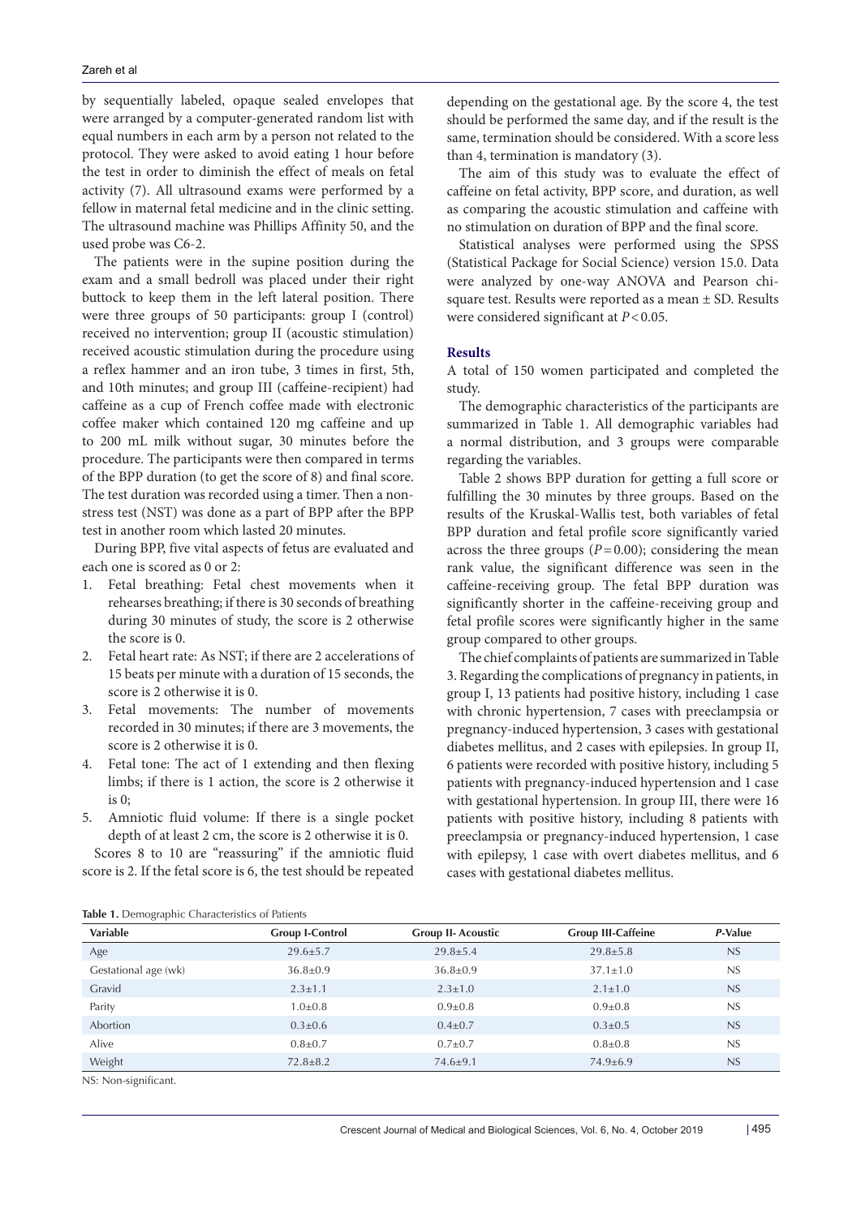by sequentially labeled, opaque sealed envelopes that were arranged by a computer-generated random list with equal numbers in each arm by a person not related to the protocol. They were asked to avoid eating 1 hour before the test in order to diminish the effect of meals on fetal activity (7). All ultrasound exams were performed by a fellow in maternal fetal medicine and in the clinic setting. The ultrasound machine was Phillips Affinity 50, and the used probe was C6-2.

The patients were in the supine position during the exam and a small bedroll was placed under their right buttock to keep them in the left lateral position. There were three groups of 50 participants: group I (control) received no intervention; group II (acoustic stimulation) received acoustic stimulation during the procedure using a reflex hammer and an iron tube, 3 times in first, 5th, and 10th minutes; and group III (caffeine-recipient) had caffeine as a cup of French coffee made with electronic coffee maker which contained 120 mg caffeine and up to 200 mL milk without sugar, 30 minutes before the procedure. The participants were then compared in terms of the BPP duration (to get the score of 8) and final score. The test duration was recorded using a timer. Then a non-stress test (NST) was done as a part of BPP after the BPP test in another room which lasted 20 minutes.

During BPP, five vital aspects of fetus are evaluated and each one is scored as 0 or 2:

1. Fetal breathing: Fetal chest movements when it rehearses breathing; if there is 30 seconds of breathing during 30 minutes of study, the score is 2 otherwise the score is 0.
2. Fetal heart rate: As NST; if there are 2 accelerations of 15 beats per minute with a duration of 15 seconds, the score is 2 otherwise it is 0.
3. Fetal movements: The number of movements recorded in 30 minutes; if there are 3 movements, the score is 2 otherwise it is 0.
4. Fetal tone: The act of 1 extending and then flexing limbs; if there is 1 action, the score is 2 otherwise it is 0;
5. Amniotic fluid volume: If there is a single pocket depth of at least 2 cm, the score is 2 otherwise it is 0.

Scores 8 to 10 are "reassuring" if the amniotic fluid score is 2. If the fetal score is 6, the test should be repeated depending on the gestational age. By the score 4, the test should be performed the same day, and if the result is the same, termination should be considered. With a score less than 4, termination is mandatory (3).

The aim of this study was to evaluate the effect of caffeine on fetal activity, BPP score, and duration, as well as comparing the acoustic stimulation and caffeine with no stimulation on duration of BPP and the final score.

Statistical analyses were performed using the SPSS (Statistical Package for Social Science) version 15.0. Data were analyzed by one-way ANOVA and Pearson chi-square test. Results were reported as a mean ± SD. Results were considered significant at $P<0.05$.

## Results

A total of 150 women participated and completed the study.

The demographic characteristics of the participants are summarized in Table 1. All demographic variables had a normal distribution, and 3 groups were comparable regarding the variables.

Table 2 shows BPP duration for getting a full score or fulfilling the 30 minutes by three groups. Based on the results of the Kruskal-Wallis test, both variables of fetal BPP duration and fetal profile score significantly varied across the three groups ($P=0.00$); considering the mean rank value, the significant difference was seen in the caffeine-receiving group. The fetal BPP duration was significantly shorter in the caffeine-receiving group and fetal profile scores were significantly higher in the same group compared to other groups.

The chief complaints of patients are summarized in Table 3. Regarding the complications of pregnancy in patients, in group I, 13 patients had positive history, including 1 case with chronic hypertension, 7 cases with preeclampsia or pregnancy-induced hypertension, 3 cases with gestational diabetes mellitus, and 2 cases with epilepsies. In group II, 6 patients were recorded with positive history, including 5 patients with pregnancy-induced hypertension and 1 case with gestational hypertension. In group III, there were 16 patients with positive history, including 8 patients with preeclampsia or pregnancy-induced hypertension, 1 case with epilepsy, 1 case with overt diabetes mellitus, and 6 cases with gestational diabetes mellitus.

**Table 1.** Demographic Characteristics of Patients

| Variable | Group I-Control | Group II- Acoustic | Group III-Caffeine | *P*-Value |
|---|---|---|---|---|
| Age | 29.6±5.7 | 29.8±5.4 | 29.8±5.8 | NS |
| Gestational age (wk) | 36.8±0.9 | 36.8±0.9 | 37.1±1.0 | NS |
| Gravid | 2.3±1.1 | 2.3±1.0 | 2.1±1.0 | NS |
| Parity | 1.0±0.8 | 0.9±0.8 | 0.9±0.8 | NS |
| Abortion | 0.3±0.6 | 0.4±0.7 | 0.3±0.5 | NS |
| Alive | 0.8±0.7 | 0.7±0.7 | 0.8±0.8 | NS |
| Weight | 72.8±8.2 | 74.6±9.1 | 74.9±6.9 | NS |

NS: Non-significant.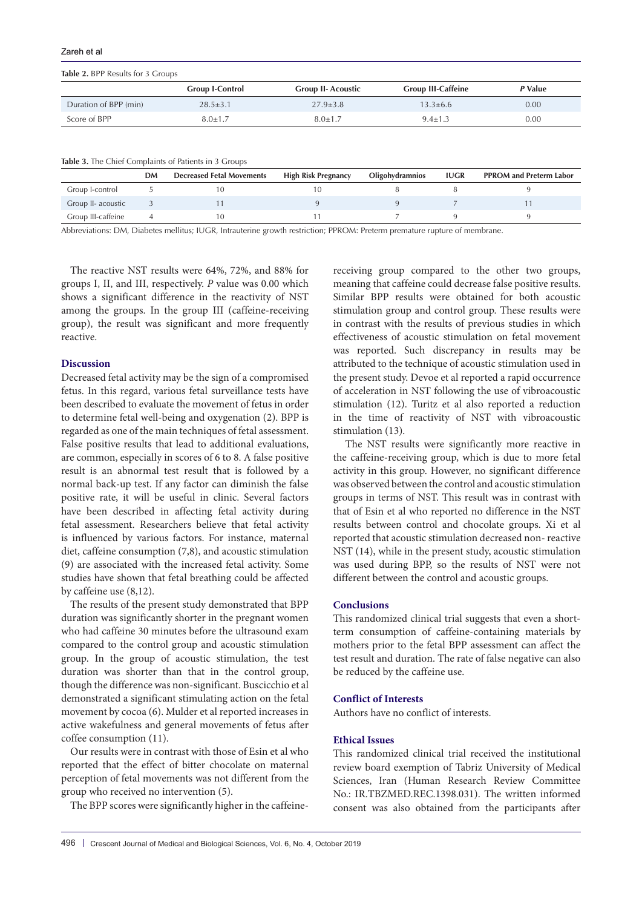**Table 2.** BPP Results for 3 Groups

| | Group I-Control | Group II- Acoustic | Group III-Caffeine | *P* Value |
|---|---|---|---|---|
| Duration of BPP (min) | 28.5±3.1 | 27.9±3.8 | 13.3±6.6 | 0.00 |
| Score of BPP | 8.0±1.7 | 8.0±1.7 | 9.4±1.3 | 0.00 |

**Table 3.** The Chief Complaints of Patients in 3 Groups

| | DM | Decreased Fetal Movements | High Risk Pregnancy | Oligohydramnios | IUGR | PPROM and Preterm Labor |
|---|---|---|---|---|---|---|
| Group I-control | 5 | 10 | 10 | 8 | 8 | 9 |
| Group II- acoustic | 3 | 11 | 9 | 9 | 7 | 11 |
| Group III-caffeine | 4 | 10 | 11 | 7 | 9 | 9 |

Abbreviations: DM, Diabetes mellitus; IUGR, Intrauterine growth restriction; PPROM: Preterm premature rupture of membrane.

The reactive NST results were 64%, 72%, and 88% for groups I, II, and III, respectively. *P* value was 0.00 which shows a significant difference in the reactivity of NST among the groups. In the group III (caffeine-receiving group), the result was significant and more frequently reactive.

## Discussion

Decreased fetal activity may be the sign of a compromised fetus. In this regard, various fetal surveillance tests have been described to evaluate the movement of fetus in order to determine fetal well-being and oxygenation (2). BPP is regarded as one of the main techniques of fetal assessment. False positive results that lead to additional evaluations, are common, especially in scores of 6 to 8. A false positive result is an abnormal test result that is followed by a normal back-up test. If any factor can diminish the false positive rate, it will be useful in clinic. Several factors have been described in affecting fetal activity during fetal assessment. Researchers believe that fetal activity is influenced by various factors. For instance, maternal diet, caffeine consumption (7,8), and acoustic stimulation (9) are associated with the increased fetal activity. Some studies have shown that fetal breathing could be affected by caffeine use (8,12).

The results of the present study demonstrated that BPP duration was significantly shorter in the pregnant women who had caffeine 30 minutes before the ultrasound exam compared to the control group and acoustic stimulation group. In the group of acoustic stimulation, the test duration was shorter than that in the control group, though the difference was non-significant. Buscicchio et al demonstrated a significant stimulating action on the fetal movement by cocoa (6). Mulder et al reported increases in active wakefulness and general movements of fetus after coffee consumption (11).

Our results were in contrast with those of Esin et al who reported that the effect of bitter chocolate on maternal perception of fetal movements was not different from the group who received no intervention (5).

The BPP scores were significantly higher in the caffeine-receiving group compared to the other two groups, meaning that caffeine could decrease false positive results. Similar BPP results were obtained for both acoustic stimulation group and control group. These results were in contrast with the results of previous studies in which effectiveness of acoustic stimulation on fetal movement was reported. Such discrepancy in results may be attributed to the technique of acoustic stimulation used in the present study. Devoe et al reported a rapid occurrence of acceleration in NST following the use of vibroacoustic stimulation (12). Turitz et al also reported a reduction in the time of reactivity of NST with vibroacoustic stimulation (13).

The NST results were significantly more reactive in the caffeine-receiving group, which is due to more fetal activity in this group. However, no significant difference was observed between the control and acoustic stimulation groups in terms of NST. This result was in contrast with that of Esin et al who reported no difference in the NST results between control and chocolate groups. Xi et al reported that acoustic stimulation decreased non- reactive NST (14), while in the present study, acoustic stimulation was used during BPP, so the results of NST were not different between the control and acoustic groups.

## Conclusions

This randomized clinical trial suggests that even a short-term consumption of caffeine-containing materials by mothers prior to the fetal BPP assessment can affect the test result and duration. The rate of false negative can also be reduced by the caffeine use.

## Conflict of Interests

Authors have no conflict of interests.

## Ethical Issues

This randomized clinical trial received the institutional review board exemption of Tabriz University of Medical Sciences, Iran (Human Research Review Committee No.: IR.TBZMED.REC.1398.031). The written informed consent was also obtained from the participants after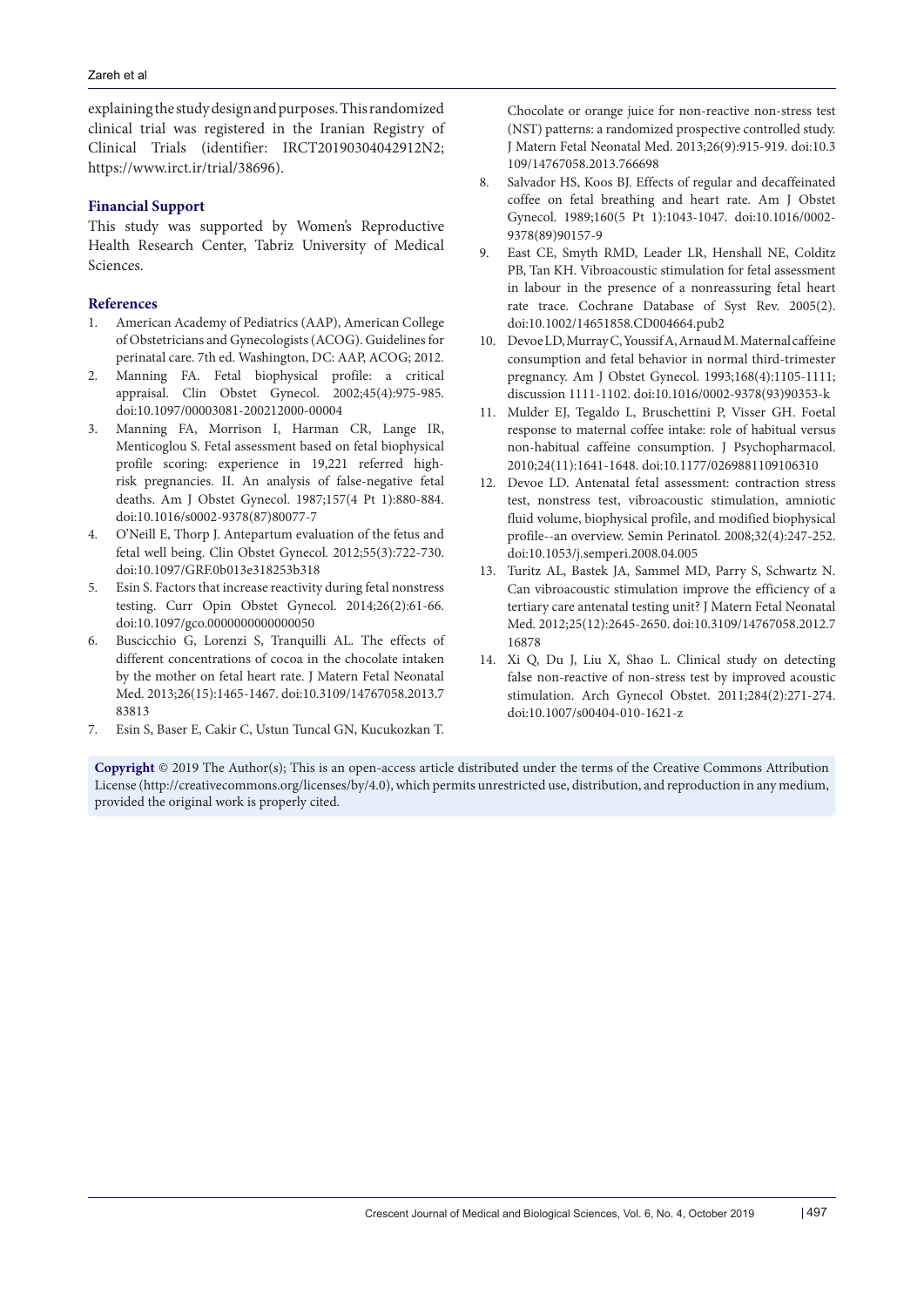explaining the study design and purposes. This randomized clinical trial was registered in the Iranian Registry of Clinical Trials (identifier: IRCT20190304042912N2; https://www.irct.ir/trial/38696).

### Financial Support

This study was supported by Women's Reproductive Health Research Center, Tabriz University of Medical Sciences.

### References

1. American Academy of Pediatrics (AAP), American College of Obstetricians and Gynecologists (ACOG). Guidelines for perinatal care. 7th ed. Washington, DC: AAP, ACOG; 2012.
2. Manning FA. Fetal biophysical profile: a critical appraisal. Clin Obstet Gynecol. 2002;45(4):975-985. doi:10.1097/00003081-200212000-00004
3. Manning FA, Morrison I, Harman CR, Lange IR, Menticoglou S. Fetal assessment based on fetal biophysical profile scoring: experience in 19,221 referred high-risk pregnancies. II. An analysis of false-negative fetal deaths. Am J Obstet Gynecol. 1987;157(4 Pt 1):880-884. doi:10.1016/s0002-9378(87)80077-7
4. O'Neill E, Thorp J. Antepartum evaluation of the fetus and fetal well being. Clin Obstet Gynecol. 2012;55(3):722-730. doi:10.1097/GRF.0b013e318253b318
5. Esin S. Factors that increase reactivity during fetal nonstress testing. Curr Opin Obstet Gynecol. 2014;26(2):61-66. doi:10.1097/gco.0000000000000050
6. Buscicchio G, Lorenzi S, Tranquilli AL. The effects of different concentrations of cocoa in the chocolate intaken by the mother on fetal heart rate. J Matern Fetal Neonatal Med. 2013;26(15):1465-1467. doi:10.3109/14767058.2013.783813
7. Esin S, Baser E, Cakir C, Ustun Tuncal GN, Kucukozkan T. Chocolate or orange juice for non-reactive non-stress test (NST) patterns: a randomized prospective controlled study. J Matern Fetal Neonatal Med. 2013;26(9):915-919. doi:10.3109/14767058.2013.766698
8. Salvador HS, Koos BJ. Effects of regular and decaffeinated coffee on fetal breathing and heart rate. Am J Obstet Gynecol. 1989;160(5 Pt 1):1043-1047. doi:10.1016/0002-9378(89)90157-9
9. East CE, Smyth RMD, Leader LR, Henshall NE, Colditz PB, Tan KH. Vibroacoustic stimulation for fetal assessment in labour in the presence of a nonreassuring fetal heart rate trace. Cochrane Database of Syst Rev. 2005(2). doi:10.1002/14651858.CD004664.pub2
10. Devoe LD, Murray C, Youssif A, Arnaud M. Maternal caffeine consumption and fetal behavior in normal third-trimester pregnancy. Am J Obstet Gynecol. 1993;168(4):1105-1111; discussion 1111-1102. doi:10.1016/0002-9378(93)90353-k
11. Mulder EJ, Tegaldo L, Bruschettini P, Visser GH. Foetal response to maternal coffee intake: role of habitual versus non-habitual caffeine consumption. J Psychopharmacol. 2010;24(11):1641-1648. doi:10.1177/0269881109106310
12. Devoe LD. Antenatal fetal assessment: contraction stress test, nonstress test, vibroacoustic stimulation, amniotic fluid volume, biophysical profile, and modified biophysical profile--an overview. Semin Perinatol. 2008;32(4):247-252. doi:10.1053/j.semperi.2008.04.005
13. Turitz AL, Bastek JA, Sammel MD, Parry S, Schwartz N. Can vibroacoustic stimulation improve the efficiency of a tertiary care antenatal testing unit? J Matern Fetal Neonatal Med. 2012;25(12):2645-2650. doi:10.3109/14767058.2012.716878
14. Xi Q, Du J, Liu X, Shao L. Clinical study on detecting false non-reactive of non-stress test by improved acoustic stimulation. Arch Gynecol Obstet. 2011;284(2):271-274. doi:10.1007/s00404-010-1621-z

**Copyright** © 2019 The Author(s); This is an open-access article distributed under the terms of the Creative Commons Attribution License (http://creativecommons.org/licenses/by/4.0), which permits unrestricted use, distribution, and reproduction in any medium, provided the original work is properly cited.